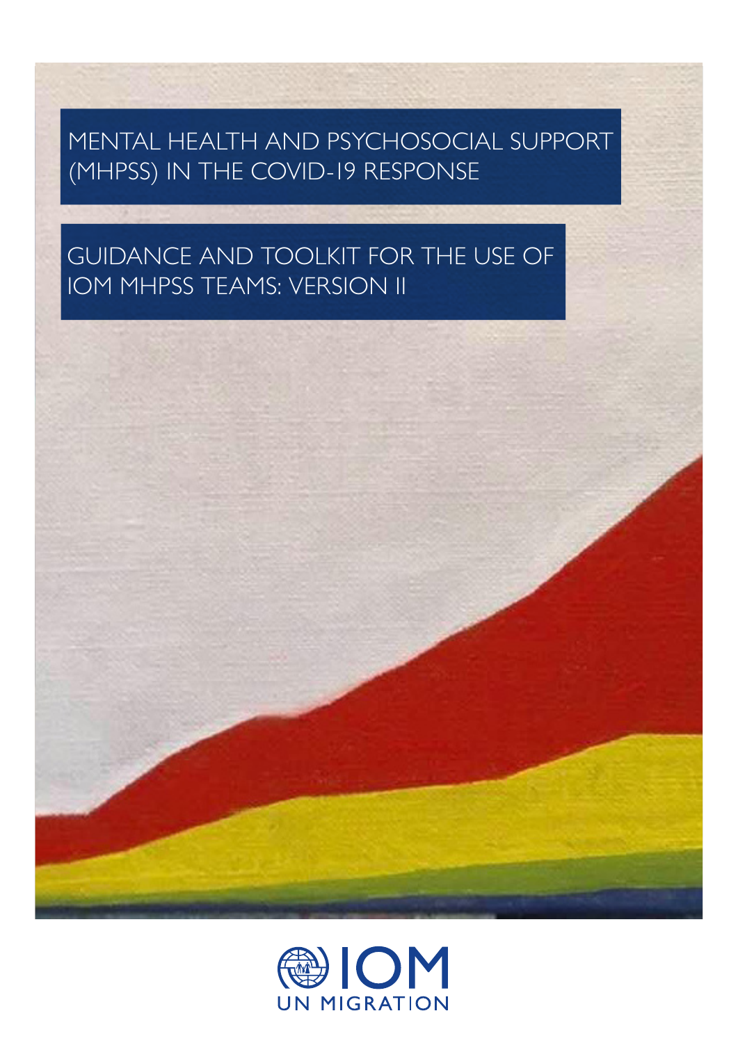# MENTAL HEALTH AND PSYCHOSOCIAL SUPPORT (MHPSS) IN THE COVID-19 RESPONSE

## GUIDANCE AND TOOLKIT FOR THE USE OF IOM MHPSS TEAMS: VERSION II

IOM
UN MIGRATION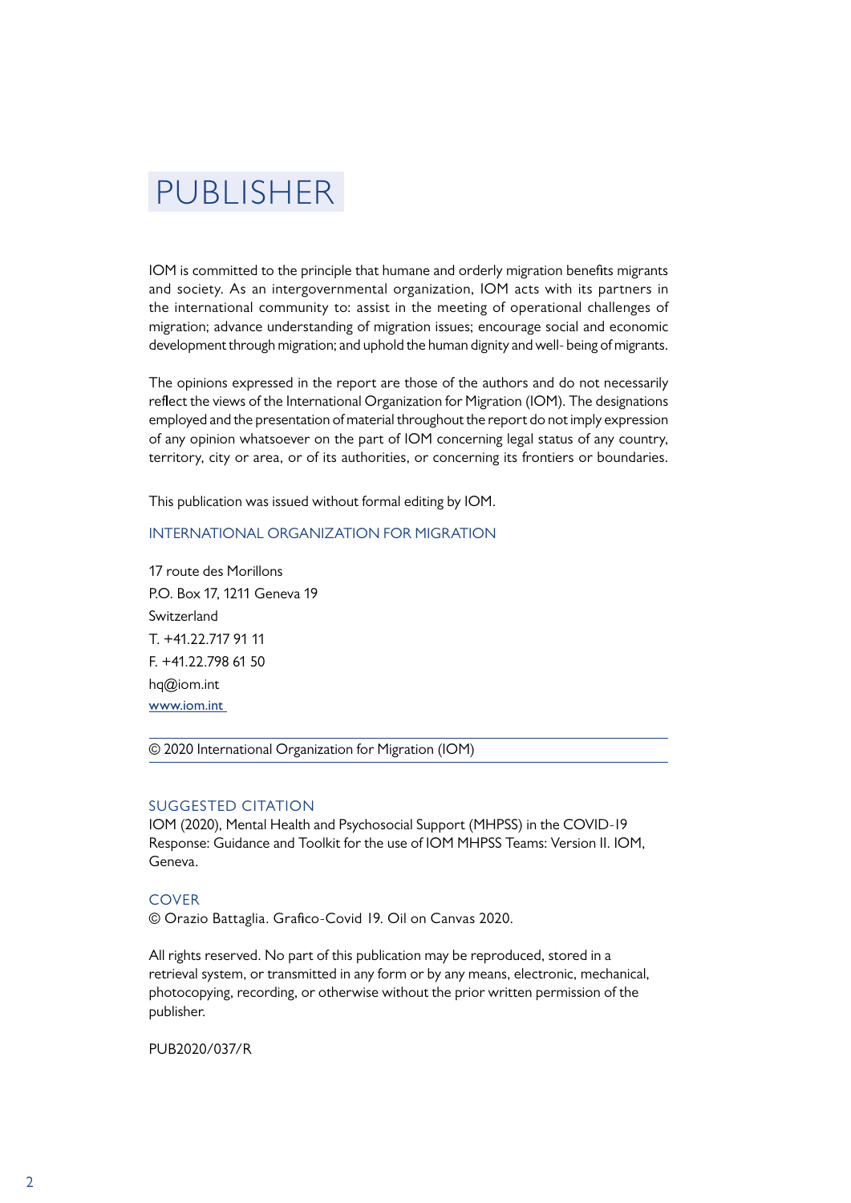# PUBLISHER

IOM is committed to the principle that humane and orderly migration benefits migrants and society. As an intergovernmental organization, IOM acts with its partners in the international community to: assist in the meeting of operational challenges of migration; advance understanding of migration issues; encourage social and economic development through migration; and uphold the human dignity and well- being of migrants.

The opinions expressed in the report are those of the authors and do not necessarily reflect the views of the International Organization for Migration (IOM). The designations employed and the presentation of material throughout the report do not imply expression of any opinion whatsoever on the part of IOM concerning legal status of any country, territory, city or area, or of its authorities, or concerning its frontiers or boundaries.

This publication was issued without formal editing by IOM.

INTERNATIONAL ORGANIZATION FOR MIGRATION

17 route des Morillons
P.O. Box 17, 1211 Geneva 19
Switzerland
T. +41.22.717 91 11
F. +41.22.798 61 50
hq@iom.int
www.iom.int

© 2020 International Organization for Migration (IOM)

## SUGGESTED CITATION

IOM (2020), Mental Health and Psychosocial Support (MHPSS) in the COVID-19 Response: Guidance and Toolkit for the use of IOM MHPSS Teams: Version II. IOM, Geneva.

## COVER

© Orazio Battaglia. Grafico-Covid 19. Oil on Canvas 2020.

All rights reserved. No part of this publication may be reproduced, stored in a retrieval system, or transmitted in any form or by any means, electronic, mechanical, photocopying, recording, or otherwise without the prior written permission of the publisher.

PUB2020/037/R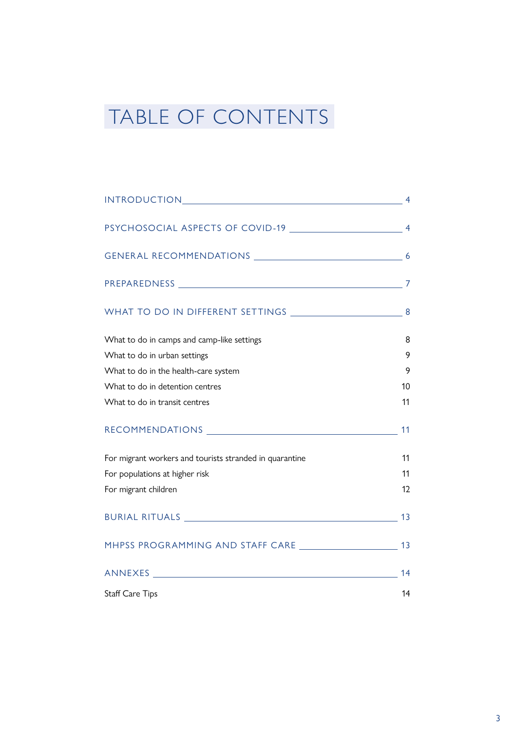# TABLE OF CONTENTS

| | |
|---|---|
| INTRODUCTION | 4 |
| PSYCHOSOCIAL ASPECTS OF COVID-19 | 4 |
| GENERAL RECOMMENDATIONS | 6 |
| PREPAREDNESS | 7 |
| WHAT TO DO IN DIFFERENT SETTINGS | 8 |
| What to do in camps and camp-like settings | 8 |
| What to do in urban settings | 9 |
| What to do in the health-care system | 9 |
| What to do in detention centres | 10 |
| What to do in transit centres | 11 |
| RECOMMENDATIONS | 11 |
| For migrant workers and tourists stranded in quarantine | 11 |
| For populations at higher risk | 11 |
| For migrant children | 12 |
| BURIAL RITUALS | 13 |
| MHPSS PROGRAMMING AND STAFF CARE | 13 |
| ANNEXES | 14 |
| Staff Care Tips | 14 |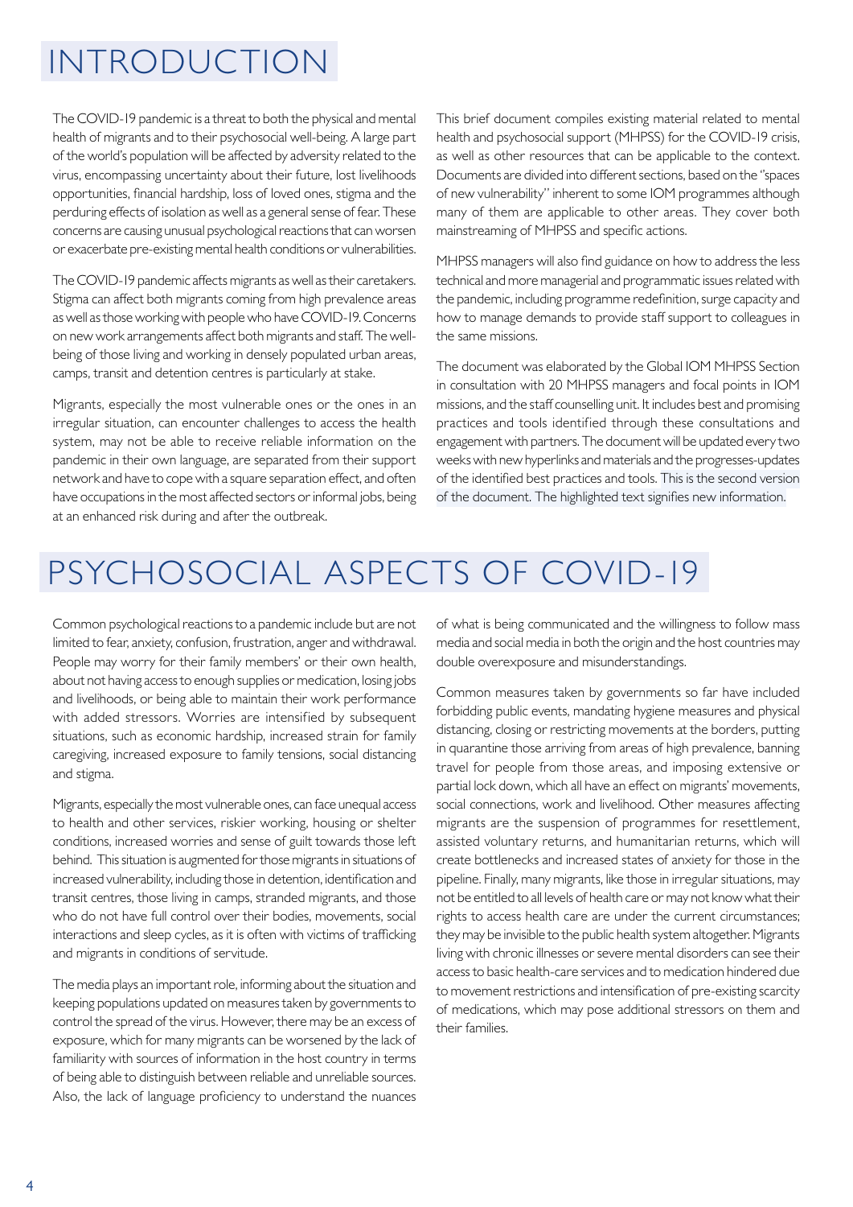# INTRODUCTION

The COVID-19 pandemic is a threat to both the physical and mental health of migrants and to their psychosocial well-being. A large part of the world's population will be affected by adversity related to the virus, encompassing uncertainty about their future, lost livelihoods opportunities, financial hardship, loss of loved ones, stigma and the perduring effects of isolation as well as a general sense of fear. These concerns are causing unusual psychological reactions that can worsen or exacerbate pre-existing mental health conditions or vulnerabilities.

The COVID-19 pandemic affects migrants as well as their caretakers. Stigma can affect both migrants coming from high prevalence areas as well as those working with people who have COVID-19. Concerns on new work arrangements affect both migrants and staff. The well-being of those living and working in densely populated urban areas, camps, transit and detention centres is particularly at stake.

Migrants, especially the most vulnerable ones or the ones in an irregular situation, can encounter challenges to access the health system, may not be able to receive reliable information on the pandemic in their own language, are separated from their support network and have to cope with a square separation effect, and often have occupations in the most affected sectors or informal jobs, being at an enhanced risk during and after the outbreak.

This brief document compiles existing material related to mental health and psychosocial support (MHPSS) for the COVID-19 crisis, as well as other resources that can be applicable to the context. Documents are divided into different sections, based on the "spaces of new vulnerability" inherent to some IOM programmes although many of them are applicable to other areas. They cover both mainstreaming of MHPSS and specific actions.

MHPSS managers will also find guidance on how to address the less technical and more managerial and programmatic issues related with the pandemic, including programme redefinition, surge capacity and how to manage demands to provide staff support to colleagues in the same missions.

The document was elaborated by the Global IOM MHPSS Section in consultation with 20 MHPSS managers and focal points in IOM missions, and the staff counselling unit. It includes best and promising practices and tools identified through these consultations and engagement with partners. The document will be updated every two weeks with new hyperlinks and materials and the progresses-updates of the identified best practices and tools. This is the second version of the document. The highlighted text signifies new information.

# PSYCHOSOCIAL ASPECTS OF COVID-19

Common psychological reactions to a pandemic include but are not limited to fear, anxiety, confusion, frustration, anger and withdrawal. People may worry for their family members' or their own health, about not having access to enough supplies or medication, losing jobs and livelihoods, or being able to maintain their work performance with added stressors. Worries are intensified by subsequent situations, such as economic hardship, increased strain for family caregiving, increased exposure to family tensions, social distancing and stigma.

Migrants, especially the most vulnerable ones, can face unequal access to health and other services, riskier working, housing or shelter conditions, increased worries and sense of guilt towards those left behind. This situation is augmented for those migrants in situations of increased vulnerability, including those in detention, identification and transit centres, those living in camps, stranded migrants, and those who do not have full control over their bodies, movements, social interactions and sleep cycles, as it is often with victims of trafficking and migrants in conditions of servitude.

The media plays an important role, informing about the situation and keeping populations updated on measures taken by governments to control the spread of the virus. However, there may be an excess of exposure, which for many migrants can be worsened by the lack of familiarity with sources of information in the host country in terms of being able to distinguish between reliable and unreliable sources. Also, the lack of language proficiency to understand the nuances of what is being communicated and the willingness to follow mass media and social media in both the origin and the host countries may double overexposure and misunderstandings.

Common measures taken by governments so far have included forbidding public events, mandating hygiene measures and physical distancing, closing or restricting movements at the borders, putting in quarantine those arriving from areas of high prevalence, banning travel for people from those areas, and imposing extensive or partial lock down, which all have an effect on migrants' movements, social connections, work and livelihood. Other measures affecting migrants are the suspension of programmes for resettlement, assisted voluntary returns, and humanitarian returns, which will create bottlenecks and increased states of anxiety for those in the pipeline. Finally, many migrants, like those in irregular situations, may not be entitled to all levels of health care or may not know what their rights to access health care are under the current circumstances; they may be invisible to the public health system altogether. Migrants living with chronic illnesses or severe mental disorders can see their access to basic health-care services and to medication hindered due to movement restrictions and intensification of pre-existing scarcity of medications, which may pose additional stressors on them and their families.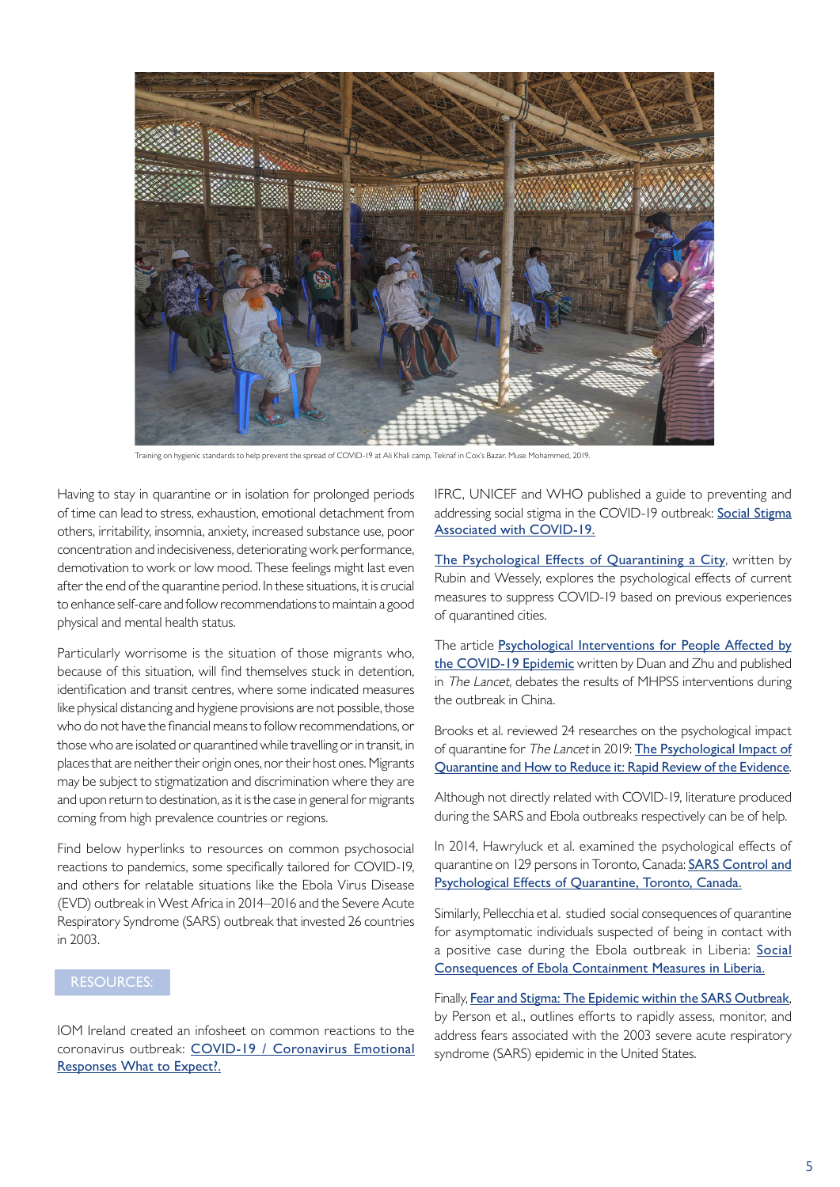Training on hygienic standards to help prevent the spread of COVID-19 at Ali Khali camp, Teknaf in Cox's Bazar. Muse Mohammed, 2019.

Having to stay in quarantine or in isolation for prolonged periods of time can lead to stress, exhaustion, emotional detachment from others, irritability, insomnia, anxiety, increased substance use, poor concentration and indecisiveness, deteriorating work performance, demotivation to work or low mood. These feelings might last even after the end of the quarantine period. In these situations, it is crucial to enhance self-care and follow recommendations to maintain a good physical and mental health status.

Particularly worrisome is the situation of those migrants who, because of this situation, will find themselves stuck in detention, identification and transit centres, where some indicated measures like physical distancing and hygiene provisions are not possible, those who do not have the financial means to follow recommendations, or those who are isolated or quarantined while travelling or in transit, in places that are neither their origin ones, nor their host ones. Migrants may be subject to stigmatization and discrimination where they are and upon return to destination, as it is the case in general for migrants coming from high prevalence countries or regions.

Find below hyperlinks to resources on common psychosocial reactions to pandemics, some specifically tailored for COVID-19, and others for relatable situations like the Ebola Virus Disease (EVD) outbreak in West Africa in 2014–2016 and the Severe Acute Respiratory Syndrome (SARS) outbreak that invested 26 countries in 2003.

RESOURCES:

IOM Ireland created an infosheet on common reactions to the coronavirus outbreak: COVID-19 / Coronavirus Emotional Responses What to Expect?.

IFRC, UNICEF and WHO published a guide to preventing and addressing social stigma in the COVID-19 outbreak: Social Stigma Associated with COVID-19.

The Psychological Effects of Quarantining a City, written by Rubin and Wessely, explores the psychological effects of current measures to suppress COVID-19 based on previous experiences of quarantined cities.

The article Psychological Interventions for People Affected by the COVID-19 Epidemic written by Duan and Zhu and published in *The Lancet*, debates the results of MHPSS interventions during the outbreak in China.

Brooks et al. reviewed 24 researches on the psychological impact of quarantine for *The Lancet* in 2019: The Psychological Impact of Quarantine and How to Reduce it: Rapid Review of the Evidence.

Although not directly related with COVID-19, literature produced during the SARS and Ebola outbreaks respectively can be of help.

In 2014, Hawryluck et al. examined the psychological effects of quarantine on 129 persons in Toronto, Canada: SARS Control and Psychological Effects of Quarantine, Toronto, Canada.

Similarly, Pellecchia et al. studied social consequences of quarantine for asymptomatic individuals suspected of being in contact with a positive case during the Ebola outbreak in Liberia: Social Consequences of Ebola Containment Measures in Liberia.

Finally, Fear and Stigma: The Epidemic within the SARS Outbreak, by Person et al., outlines efforts to rapidly assess, monitor, and address fears associated with the 2003 severe acute respiratory syndrome (SARS) epidemic in the United States.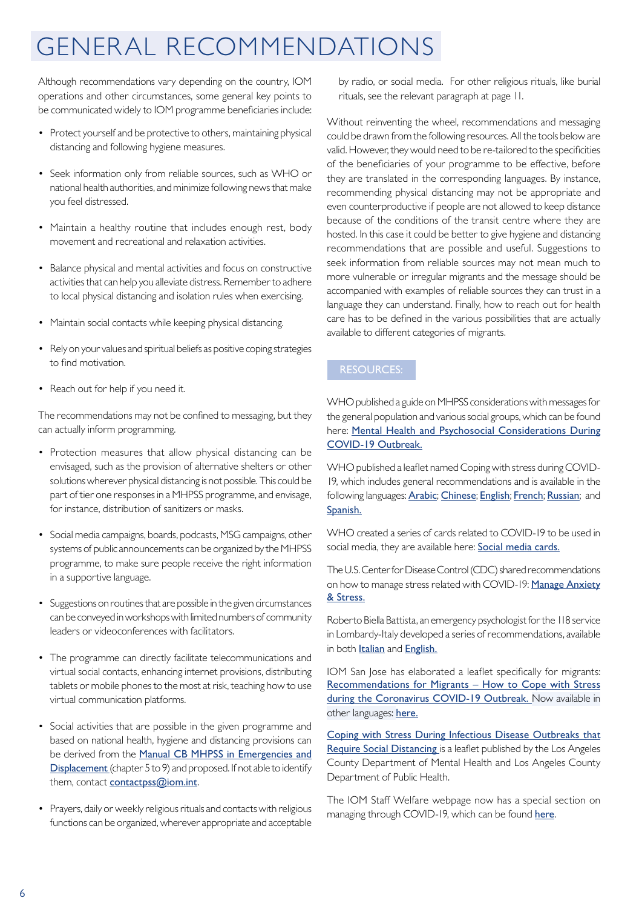# GENERAL RECOMMENDATIONS

Although recommendations vary depending on the country, IOM operations and other circumstances, some general key points to be communicated widely to IOM programme beneficiaries include:

- Protect yourself and be protective to others, maintaining physical distancing and following hygiene measures.
- Seek information only from reliable sources, such as WHO or national health authorities, and minimize following news that make you feel distressed.
- Maintain a healthy routine that includes enough rest, body movement and recreational and relaxation activities.
- Balance physical and mental activities and focus on constructive activities that can help you alleviate distress. Remember to adhere to local physical distancing and isolation rules when exercising.
- Maintain social contacts while keeping physical distancing.
- Rely on your values and spiritual beliefs as positive coping strategies to find motivation.
- Reach out for help if you need it.

The recommendations may not be confined to messaging, but they can actually inform programming.

- Protection measures that allow physical distancing can be envisaged, such as the provision of alternative shelters or other solutions wherever physical distancing is not possible. This could be part of tier one responses in a MHPSS programme, and envisage, for instance, distribution of sanitizers or masks.
- Social media campaigns, boards, podcasts, MSG campaigns, other systems of public announcements can be organized by the MHPSS programme, to make sure people receive the right information in a supportive language.
- Suggestions on routines that are possible in the given circumstances can be conveyed in workshops with limited numbers of community leaders or videoconferences with facilitators.
- The programme can directly facilitate telecommunications and virtual social contacts, enhancing internet provisions, distributing tablets or mobile phones to the most at risk, teaching how to use virtual communication platforms.
- Social activities that are possible in the given programme and based on national health, hygiene and distancing provisions can be derived from the Manual CB MHPSS in Emergencies and Displacement (chapter 5 to 9) and proposed. If not able to identify them, contact contactpss@iom.int.
- Prayers, daily or weekly religious rituals and contacts with religious functions can be organized, wherever appropriate and acceptable by radio, or social media. For other religious rituals, like burial rituals, see the relevant paragraph at page 11.

Without reinventing the wheel, recommendations and messaging could be drawn from the following resources. All the tools below are valid. However, they would need to be re-tailored to the specificities of the beneficiaries of your programme to be effective, before they are translated in the corresponding languages. By instance, recommending physical distancing may not be appropriate and even counterproductive if people are not allowed to keep distance because of the conditions of the transit centre where they are hosted. In this case it could be better to give hygiene and distancing recommendations that are possible and useful. Suggestions to seek information from reliable sources may not mean much to more vulnerable or irregular migrants and the message should be accompanied with examples of reliable sources they can trust in a language they can understand. Finally, how to reach out for health care has to be defined in the various possibilities that are actually available to different categories of migrants.

## RESOURCES:

WHO published a guide on MHPSS considerations with messages for the general population and various social groups, which can be found here: Mental Health and Psychosocial Considerations During COVID-19 Outbreak.

WHO published a leaflet named Coping with stress during COVID-19, which includes general recommendations and is available in the following languages: Arabic; Chinese; English; French; Russian; and Spanish.

WHO created a series of cards related to COVID-19 to be used in social media, they are available here: Social media cards.

The U.S. Center for Disease Control (CDC) shared recommendations on how to manage stress related with COVID-19: Manage Anxiety & Stress.

Roberto Biella Battista, an emergency psychologist for the 118 service in Lombardy-Italy developed a series of recommendations, available in both Italian and English.

IOM San Jose has elaborated a leaflet specifically for migrants: Recommendations for Migrants – How to Cope with Stress during the Coronavirus COVID-19 Outbreak. Now available in other languages: here.

Coping with Stress During Infectious Disease Outbreaks that Require Social Distancing is a leaflet published by the Los Angeles County Department of Mental Health and Los Angeles County Department of Public Health.

The IOM Staff Welfare webpage now has a special section on managing through COVID-19, which can be found here.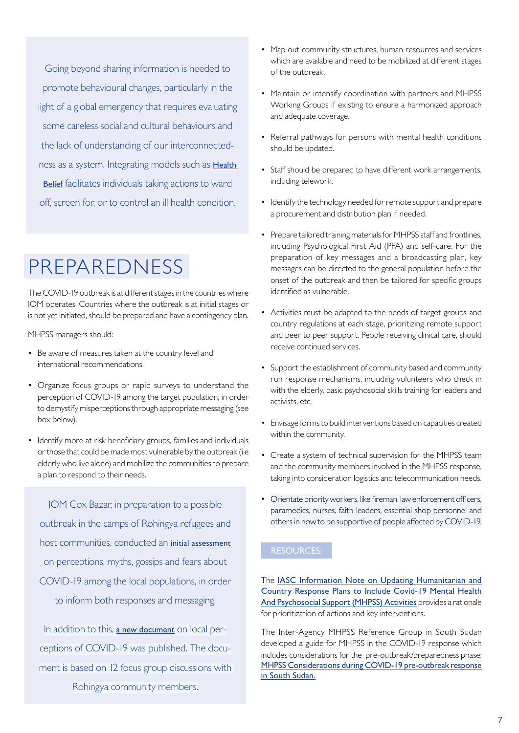Going beyond sharing information is needed to promote behavioural changes, particularly in the light of a global emergency that requires evaluating some careless social and cultural behaviours and the lack of understanding of our interconnectedness as a system. Integrating models such as **Health Belief** facilitates individuals taking actions to ward off, screen for, or to control an ill health condition.

# PREPAREDNESS

The COVID-19 outbreak is at different stages in the countries where IOM operates. Countries where the outbreak is at initial stages or is not yet initiated, should be prepared and have a contingency plan.

MHPSS managers should:

- Be aware of measures taken at the country level and international recommendations.
- Organize focus groups or rapid surveys to understand the perception of COVID-19 among the target population, in order to demystify misperceptions through appropriate messaging (see box below).
- Identify more at risk beneficiary groups, families and individuals or those that could be made most vulnerable by the outbreak (i.e elderly who live alone) and mobilize the communities to prepare a plan to respond to their needs.

IOM Cox Bazar, in preparation to a possible outbreak in the camps of Rohingya refugees and host communities, conducted an **initial assessment** on perceptions, myths, gossips and fears about COVID-19 among the local populations, in order to inform both responses and messaging.

In addition to this, **a new document** on local perceptions of COVID-19 was published. The document is based on 12 focus group discussions with Rohingya community members.

- Map out community structures, human resources and services which are available and need to be mobilized at different stages of the outbreak.
- Maintain or intensify coordination with partners and MHPSS Working Groups if existing to ensure a harmonized approach and adequate coverage.
- Referral pathways for persons with mental health conditions should be updated.
- Staff should be prepared to have different work arrangements, including telework.
- Identify the technology needed for remote support and prepare a procurement and distribution plan if needed.
- Prepare tailored training materials for MHPSS staff and frontlines, including Psychological First Aid (PFA) and self-care. For the preparation of key messages and a broadcasting plan, key messages can be directed to the general population before the onset of the outbreak and then be tailored for specific groups identified as vulnerable.
- Activities must be adapted to the needs of target groups and country regulations at each stage, prioritizing remote support and peer to peer support. People receiving clinical care, should receive continued services.
- Support the establishment of community based and community run response mechanisms, including volunteers who check in with the elderly, basic psychosocial skills training for leaders and activists, etc.
- Envisage forms to build interventions based on capacities created within the community.
- Create a system of technical supervision for the MHPSS team and the community members involved in the MHPSS response, taking into consideration logistics and telecommunication needs.
- Orientate priority workers, like fireman, law enforcement officers, paramedics, nurses, faith leaders, essential shop personnel and others in how to be supportive of people affected by COVID-19.

RESOURCES:

The IASC Information Note on Updating Humanitarian and Country Response Plans to Include Covid-19 Mental Health And Psychosocial Support (MHPSS) Activities provides a rationale for prioritization of actions and key interventions.

The Inter-Agency MHPSS Reference Group in South Sudan developed a guide for MHPSS in the COVID-19 response which includes considerations for the pre-outbreak/preparedness phase: MHPSS Considerations during COVID-19 pre-outbreak response in South Sudan.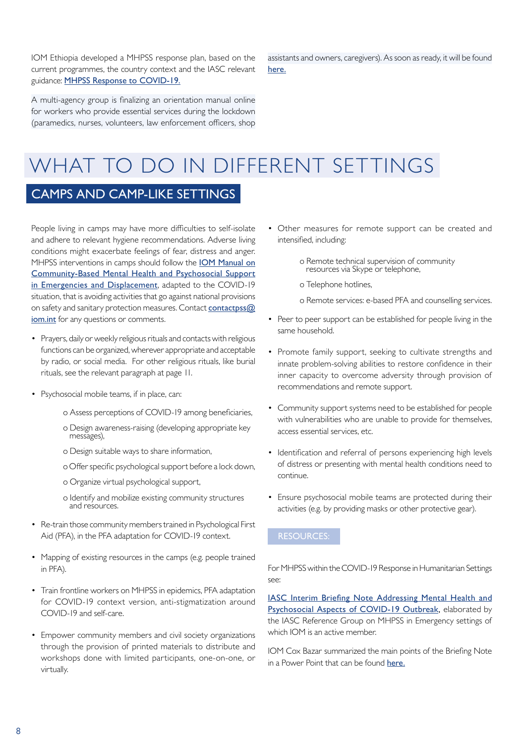IOM Ethiopia developed a MHPSS response plan, based on the current programmes, the country context and the IASC relevant guidance: MHPSS Response to COVID-19.

A multi-agency group is finalizing an orientation manual online for workers who provide essential services during the lockdown (paramedics, nurses, volunteers, law enforcement officers, shop assistants and owners, caregivers). As soon as ready, it will be found here.

# WHAT TO DO IN DIFFERENT SETTINGS

## CAMPS AND CAMP-LIKE SETTINGS

People living in camps may have more difficulties to self-isolate and adhere to relevant hygiene recommendations. Adverse living conditions might exacerbate feelings of fear, distress and anger. MHPSS interventions in camps should follow the IOM Manual on Community-Based Mental Health and Psychosocial Support in Emergencies and Displacement, adapted to the COVID-19 situation, that is avoiding activities that go against national provisions on safety and sanitary protection measures. Contact contactpss@iom.int for any questions or comments.

- Prayers, daily or weekly religious rituals and contacts with religious functions can be organized, wherever appropriate and acceptable by radio, or social media. For other religious rituals, like burial rituals, see the relevant paragraph at page 11.
- Psychosocial mobile teams, if in place, can:
    - Assess perceptions of COVID-19 among beneficiaries,
    - Design awareness-raising (developing appropriate key messages),
    - Design suitable ways to share information,
    - Offer specific psychological support before a lock down,
    - Organize virtual psychological support,
    - Identify and mobilize existing community structures and resources.
- Re-train those community members trained in Psychological First Aid (PFA), in the PFA adaptation for COVID-19 context.
- Mapping of existing resources in the camps (e.g. people trained in PFA).
- Train frontline workers on MHPSS in epidemics, PFA adaptation for COVID-19 context version, anti-stigmatization around COVID-19 and self-care.
- Empower community members and civil society organizations through the provision of printed materials to distribute and workshops done with limited participants, one-on-one, or virtually.
- Other measures for remote support can be created and intensified, including:
    - Remote technical supervision of community resources via Skype or telephone,
    - Telephone hotlines,
    - Remote services: e-based PFA and counselling services.
- Peer to peer support can be established for people living in the same household.
- Promote family support, seeking to cultivate strengths and innate problem-solving abilities to restore confidence in their inner capacity to overcome adversity through provision of recommendations and remote support.
- Community support systems need to be established for people with vulnerabilities who are unable to provide for themselves, access essential services, etc.
- Identification and referral of persons experiencing high levels of distress or presenting with mental health conditions need to continue.
- Ensure psychosocial mobile teams are protected during their activities (e.g. by providing masks or other protective gear).

### RESOURCES:

For MHPSS within the COVID-19 Response in Humanitarian Settings see:

IASC Interim Briefing Note Addressing Mental Health and Psychosocial Aspects of COVID-19 Outbreak, elaborated by the IASC Reference Group on MHPSS in Emergency settings of which IOM is an active member.

IOM Cox Bazar summarized the main points of the Briefing Note in a Power Point that can be found here.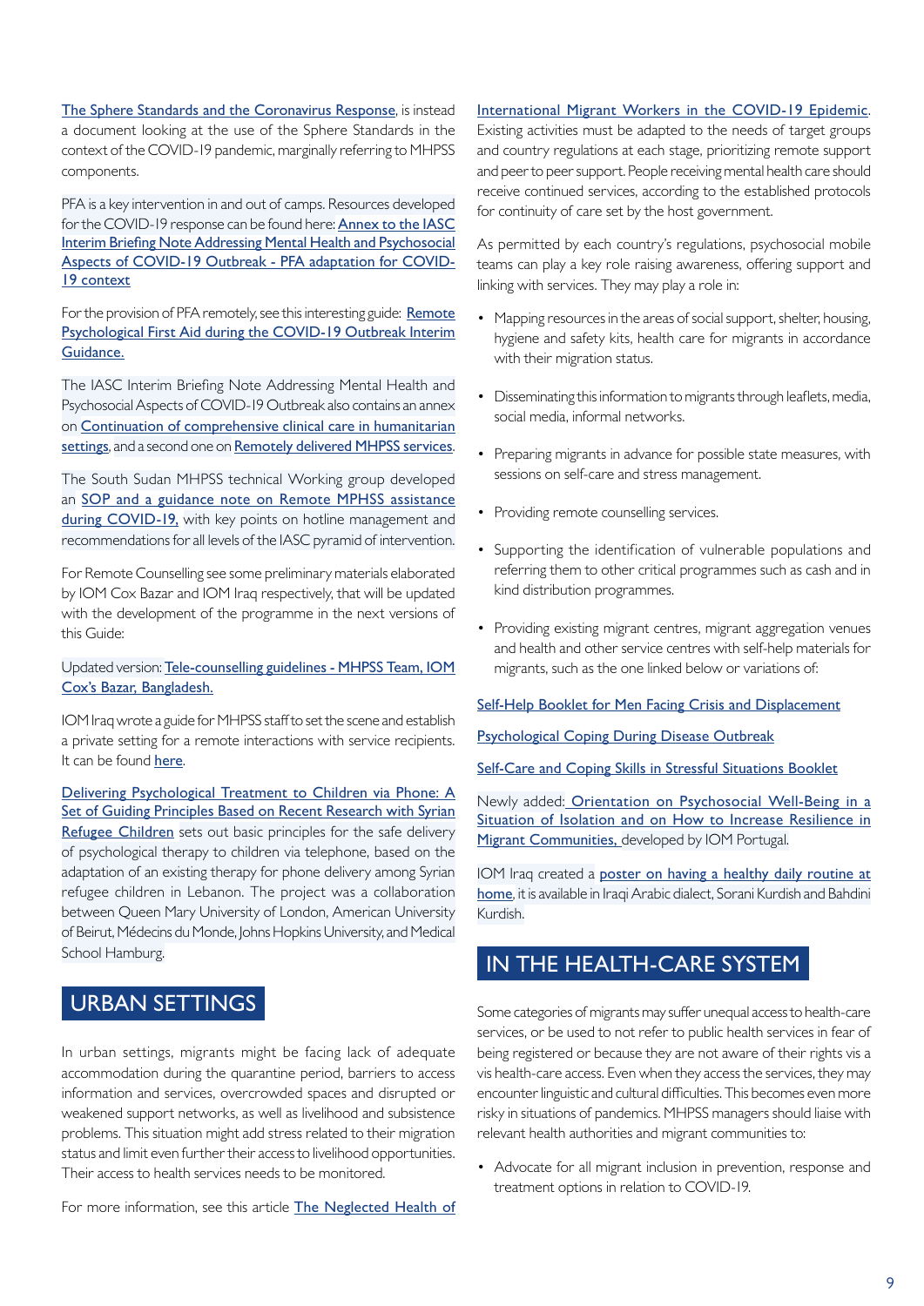The Sphere Standards and the Coronavirus Response, is instead a document looking at the use of the Sphere Standards in the context of the COVID-19 pandemic, marginally referring to MHPSS components.

PFA is a key intervention in and out of camps. Resources developed for the COVID-19 response can be found here: Annex to the IASC Interim Briefing Note Addressing Mental Health and Psychosocial Aspects of COVID-19 Outbreak - PFA adaptation for COVID-19 context

For the provision of PFA remotely, see this interesting guide: Remote Psychological First Aid during the COVID-19 Outbreak Interim Guidance.

The IASC Interim Briefing Note Addressing Mental Health and Psychosocial Aspects of COVID-19 Outbreak also contains an annex on Continuation of comprehensive clinical care in humanitarian settings, and a second one on Remotely delivered MHPSS services.

The South Sudan MHPSS technical Working group developed an SOP and a guidance note on Remote MPHSS assistance during COVID-19, with key points on hotline management and recommendations for all levels of the IASC pyramid of intervention.

For Remote Counselling see some preliminary materials elaborated by IOM Cox Bazar and IOM Iraq respectively, that will be updated with the development of the programme in the next versions of this Guide:

Updated version: Tele-counselling guidelines - MHPSS Team, IOM Cox's Bazar, Bangladesh.

IOM Iraq wrote a guide for MHPSS staff to set the scene and establish a private setting for a remote interactions with service recipients. It can be found here.

Delivering Psychological Treatment to Children via Phone: A Set of Guiding Principles Based on Recent Research with Syrian Refugee Children sets out basic principles for the safe delivery of psychological therapy to children via telephone, based on the adaptation of an existing therapy for phone delivery among Syrian refugee children in Lebanon. The project was a collaboration between Queen Mary University of London, American University of Beirut, Médecins du Monde, Johns Hopkins University, and Medical School Hamburg.

## URBAN SETTINGS

In urban settings, migrants might be facing lack of adequate accommodation during the quarantine period, barriers to access information and services, overcrowded spaces and disrupted or weakened support networks, as well as livelihood and subsistence problems. This situation might add stress related to their migration status and limit even further their access to livelihood opportunities. Their access to health services needs to be monitored.

For more information, see this article The Neglected Health of International Migrant Workers in the COVID-19 Epidemic. Existing activities must be adapted to the needs of target groups and country regulations at each stage, prioritizing remote support and peer to peer support. People receiving mental health care should receive continued services, according to the established protocols for continuity of care set by the host government.

As permitted by each country's regulations, psychosocial mobile teams can play a key role raising awareness, offering support and linking with services. They may play a role in:

- Mapping resources in the areas of social support, shelter, housing, hygiene and safety kits, health care for migrants in accordance with their migration status.
- Disseminating this information to migrants through leaflets, media, social media, informal networks.
- Preparing migrants in advance for possible state measures, with sessions on self-care and stress management.
- Providing remote counselling services.
- Supporting the identification of vulnerable populations and referring them to other critical programmes such as cash and in kind distribution programmes.
- Providing existing migrant centres, migrant aggregation venues and health and other service centres with self-help materials for migrants, such as the one linked below or variations of:

Self-Help Booklet for Men Facing Crisis and Displacement

Psychological Coping During Disease Outbreak

Self-Care and Coping Skills in Stressful Situations Booklet

Newly added: Orientation on Psychosocial Well-Being in a Situation of Isolation and on How to Increase Resilience in Migrant Communities, developed by IOM Portugal.

IOM Iraq created a poster on having a healthy daily routine at home, it is available in Iraqi Arabic dialect, Sorani Kurdish and Bahdini Kurdish.

## IN THE HEALTH-CARE SYSTEM

Some categories of migrants may suffer unequal access to health-care services, or be used to not refer to public health services in fear of being registered or because they are not aware of their rights vis a vis health-care access. Even when they access the services, they may encounter linguistic and cultural difficulties. This becomes even more risky in situations of pandemics. MHPSS managers should liaise with relevant health authorities and migrant communities to:

- Advocate for all migrant inclusion in prevention, response and treatment options in relation to COVID-19.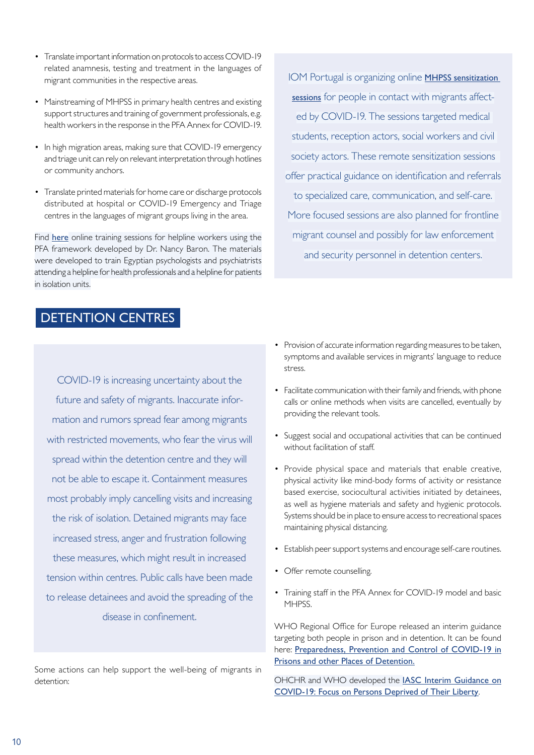- Translate important information on protocols to access COVID-19 related anamnesis, testing and treatment in the languages of migrant communities in the respective areas.

- Mainstreaming of MHPSS in primary health centres and existing support structures and training of government professionals, e.g. health workers in the response in the PFA Annex for COVID-19.

- In high migration areas, making sure that COVID-19 emergency and triage unit can rely on relevant interpretation through hotlines or community anchors.

- Translate printed materials for home care or discharge protocols distributed at hospital or COVID-19 Emergency and Triage centres in the languages of migrant groups living in the area.

Find here online training sessions for helpline workers using the PFA framework developed by Dr. Nancy Baron. The materials were developed to train Egyptian psychologists and psychiatrists attending a helpline for health professionals and a helpline for patients in isolation units.

IOM Portugal is organizing online MHPSS sensitization sessions for people in contact with migrants affected by COVID-19. The sessions targeted medical students, reception actors, social workers and civil society actors. These remote sensitization sessions offer practical guidance on identification and referrals to specialized care, communication, and self-care. More focused sessions are also planned for frontline migrant counsel and possibly for law enforcement and security personnel in detention centers.

## DETENTION CENTRES

COVID-19 is increasing uncertainty about the future and safety of migrants. Inaccurate information and rumors spread fear among migrants with restricted movements, who fear the virus will spread within the detention centre and they will not be able to escape it. Containment measures most probably imply cancelling visits and increasing the risk of isolation. Detained migrants may face increased stress, anger and frustration following these measures, which might result in increased tension within centres. Public calls have been made to release detainees and avoid the spreading of the disease in confinement.

Some actions can help support the well-being of migrants in detention:

- Provision of accurate information regarding measures to be taken, symptoms and available services in migrants' language to reduce stress.

- Facilitate communication with their family and friends, with phone calls or online methods when visits are cancelled, eventually by providing the relevant tools.

- Suggest social and occupational activities that can be continued without facilitation of staff.

- Provide physical space and materials that enable creative, physical activity like mind-body forms of activity or resistance based exercise, sociocultural activities initiated by detainees, as well as hygiene materials and safety and hygienic protocols. Systems should be in place to ensure access to recreational spaces maintaining physical distancing.

- Establish peer support systems and encourage self-care routines.

- Offer remote counselling.

- Training staff in the PFA Annex for COVID-19 model and basic MHPSS.

WHO Regional Office for Europe released an interim guidance targeting both people in prison and in detention. It can be found here: Preparedness, Prevention and Control of COVID-19 in Prisons and other Places of Detention.

OHCHR and WHO developed the IASC Interim Guidance on COVID-19: Focus on Persons Deprived of Their Liberty.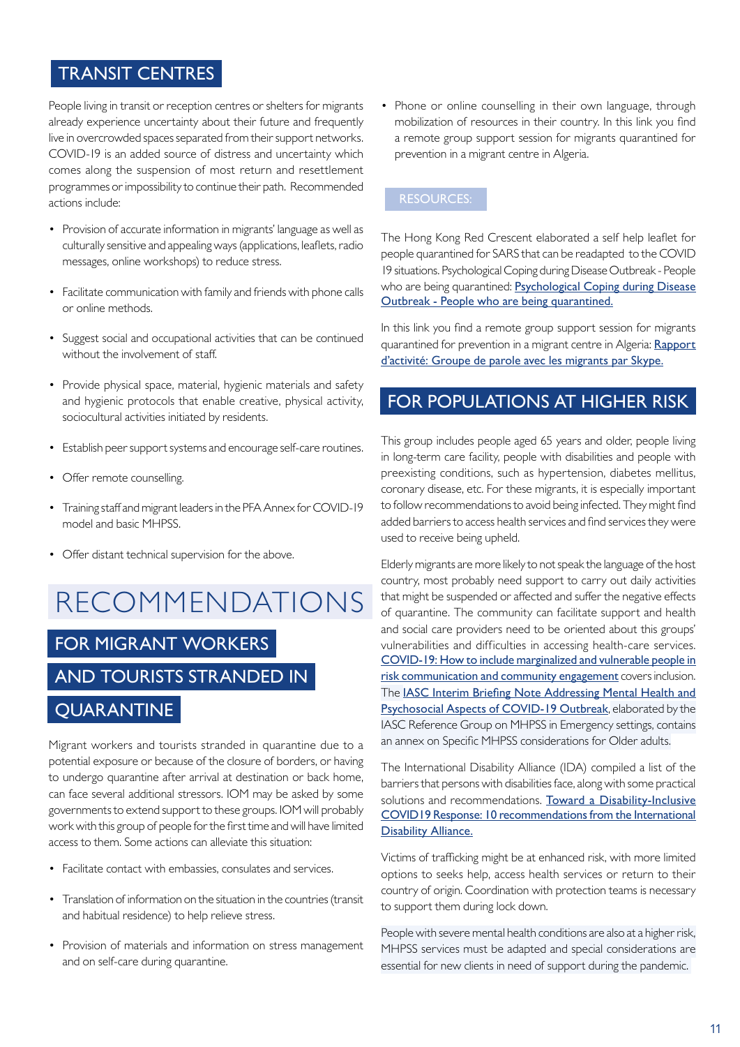## TRANSIT CENTRES

People living in transit or reception centres or shelters for migrants already experience uncertainty about their future and frequently live in overcrowded spaces separated from their support networks. COVID-19 is an added source of distress and uncertainty which comes along the suspension of most return and resettlement programmes or impossibility to continue their path. Recommended actions include:

- Provision of accurate information in migrants' language as well as culturally sensitive and appealing ways (applications, leaflets, radio messages, online workshops) to reduce stress.
- Facilitate communication with family and friends with phone calls or online methods.
- Suggest social and occupational activities that can be continued without the involvement of staff.
- Provide physical space, material, hygienic materials and safety and hygienic protocols that enable creative, physical activity, sociocultural activities initiated by residents.
- Establish peer support systems and encourage self-care routines.
- Offer remote counselling.
- Training staff and migrant leaders in the PFA Annex for COVID-19 model and basic MHPSS.
- Offer distant technical supervision for the above.
- Phone or online counselling in their own language, through mobilization of resources in their country. In this link you find a remote group support session for migrants quarantined for prevention in a migrant centre in Algeria.

### RESOURCES:

The Hong Kong Red Crescent elaborated a self help leaflet for people quarantined for SARS that can be readapted to the COVID 19 situations. Psychological Coping during Disease Outbreak - People who are being quarantined: Psychological Coping during Disease Outbreak - People who are being quarantined.

In this link you find a remote group support session for migrants quarantined for prevention in a migrant centre in Algeria: Rapport d'activité: Groupe de parole avec les migrants par Skype.

# RECOMMENDATIONS

## FOR MIGRANT WORKERS AND TOURISTS STRANDED IN QUARANTINE

Migrant workers and tourists stranded in quarantine due to a potential exposure or because of the closure of borders, or having to undergo quarantine after arrival at destination or back home, can face several additional stressors. IOM may be asked by some governments to extend support to these groups. IOM will probably work with this group of people for the first time and will have limited access to them. Some actions can alleviate this situation:

- Facilitate contact with embassies, consulates and services.
- Translation of information on the situation in the countries (transit and habitual residence) to help relieve stress.
- Provision of materials and information on stress management and on self-care during quarantine.

## FOR POPULATIONS AT HIGHER RISK

This group includes people aged 65 years and older, people living in long-term care facility, people with disabilities and people with preexisting conditions, such as hypertension, diabetes mellitus, coronary disease, etc. For these migrants, it is especially important to follow recommendations to avoid being infected. They might find added barriers to access health services and find services they were used to receive being upheld.

Elderly migrants are more likely to not speak the language of the host country, most probably need support to carry out daily activities that might be suspended or affected and suffer the negative effects of quarantine. The community can facilitate support and health and social care providers need to be oriented about this groups' vulnerabilities and difficulties in accessing health-care services. COVID-19: How to include marginalized and vulnerable people in risk communication and community engagement covers inclusion. The IASC Interim Briefing Note Addressing Mental Health and Psychosocial Aspects of COVID-19 Outbreak, elaborated by the IASC Reference Group on MHPSS in Emergency settings, contains an annex on Specific MHPSS considerations for Older adults.

The International Disability Alliance (IDA) compiled a list of the barriers that persons with disabilities face, along with some practical solutions and recommendations. Toward a Disability-Inclusive COVID19 Response: 10 recommendations from the International Disability Alliance.

Victims of trafficking might be at enhanced risk, with more limited options to seeks help, access health services or return to their country of origin. Coordination with protection teams is necessary to support them during lock down.

People with severe mental health conditions are also at a higher risk, MHPSS services must be adapted and special considerations are essential for new clients in need of support during the pandemic.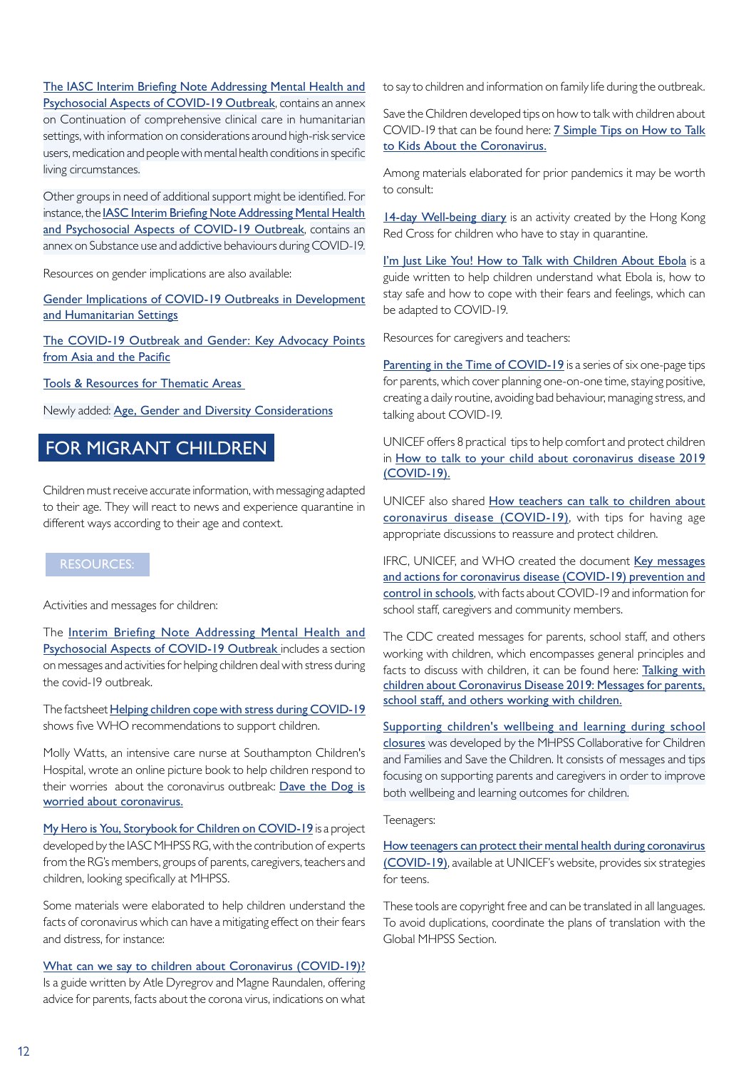The IASC Interim Briefing Note Addressing Mental Health and Psychosocial Aspects of COVID-19 Outbreak, contains an annex on Continuation of comprehensive clinical care in humanitarian settings, with information on considerations around high-risk service users, medication and people with mental health conditions in specific living circumstances.

Other groups in need of additional support might be identified. For instance, the IASC Interim Briefing Note Addressing Mental Health and Psychosocial Aspects of COVID-19 Outbreak, contains an annex on Substance use and addictive behaviours during COVID-19.

Resources on gender implications are also available:

Gender Implications of COVID-19 Outbreaks in Development and Humanitarian Settings

The COVID-19 Outbreak and Gender: Key Advocacy Points from Asia and the Pacific

Tools & Resources for Thematic Areas

Newly added: Age, Gender and Diversity Considerations

## FOR MIGRANT CHILDREN

Children must receive accurate information, with messaging adapted to their age. They will react to news and experience quarantine in different ways according to their age and context.

### RESOURCES:

Activities and messages for children:

The Interim Briefing Note Addressing Mental Health and Psychosocial Aspects of COVID-19 Outbreak includes a section on messages and activities for helping children deal with stress during the covid-19 outbreak.

The factsheet Helping children cope with stress during COVID-19 shows five WHO recommendations to support children.

Molly Watts, an intensive care nurse at Southampton Children's Hospital, wrote an online picture book to help children respond to their worries about the coronavirus outbreak: Dave the Dog is worried about coronavirus.

My Hero is You, Storybook for Children on COVID-19 is a project developed by the IASC MHPSS RG, with the contribution of experts from the RG's members, groups of parents, caregivers, teachers and children, looking specifically at MHPSS.

Some materials were elaborated to help children understand the facts of coronavirus which can have a mitigating effect on their fears and distress, for instance:

What can we say to children about Coronavirus (COVID-19)? Is a guide written by Atle Dyregrov and Magne Raundalen, offering advice for parents, facts about the corona virus, indications on what to say to children and information on family life during the outbreak.

Save the Children developed tips on how to talk with children about COVID-19 that can be found here: 7 Simple Tips on How to Talk to Kids About the Coronavirus.

Among materials elaborated for prior pandemics it may be worth to consult:

14-day Well-being diary is an activity created by the Hong Kong Red Cross for children who have to stay in quarantine.

I'm Just Like You! How to Talk with Children About Ebola is a guide written to help children understand what Ebola is, how to stay safe and how to cope with their fears and feelings, which can be adapted to COVID-19.

Resources for caregivers and teachers:

Parenting in the Time of COVID-19 is a series of six one-page tips for parents, which cover planning one-on-one time, staying positive, creating a daily routine, avoiding bad behaviour, managing stress, and talking about COVID-19.

UNICEF offers 8 practical tips to help comfort and protect children in How to talk to your child about coronavirus disease 2019 (COVID-19).

UNICEF also shared How teachers can talk to children about coronavirus disease (COVID-19), with tips for having age appropriate discussions to reassure and protect children.

IFRC, UNICEF, and WHO created the document Key messages and actions for coronavirus disease (COVID-19) prevention and control in schools, with facts about COVID-19 and information for school staff, caregivers and community members.

The CDC created messages for parents, school staff, and others working with children, which encompasses general principles and facts to discuss with children, it can be found here: Talking with children about Coronavirus Disease 2019: Messages for parents, school staff, and others working with children.

Supporting children's wellbeing and learning during school closures was developed by the MHPSS Collaborative for Children and Families and Save the Children. It consists of messages and tips focusing on supporting parents and caregivers in order to improve both wellbeing and learning outcomes for children.

Teenagers:

How teenagers can protect their mental health during coronavirus (COVID-19), available at UNICEF's website, provides six strategies for teens.

These tools are copyright free and can be translated in all languages. To avoid duplications, coordinate the plans of translation with the Global MHPSS Section.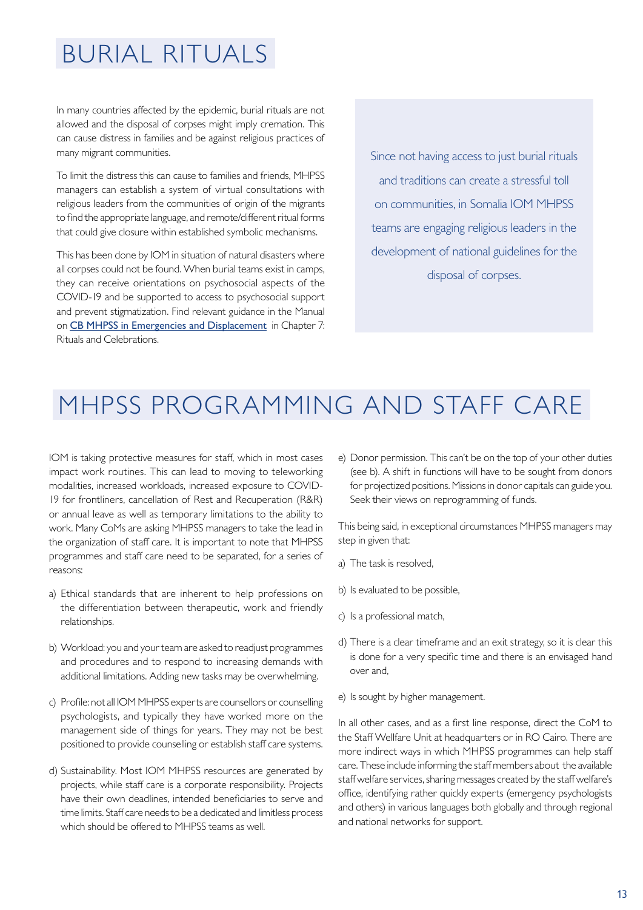# BURIAL RITUALS

In many countries affected by the epidemic, burial rituals are not allowed and the disposal of corpses might imply cremation. This can cause distress in families and be against religious practices of many migrant communities.

To limit the distress this can cause to families and friends, MHPSS managers can establish a system of virtual consultations with religious leaders from the communities of origin of the migrants to find the appropriate language, and remote/different ritual forms that could give closure within established symbolic mechanisms.

This has been done by IOM in situation of natural disasters where all corpses could not be found. When burial teams exist in camps, they can receive orientations on psychosocial aspects of the COVID-19 and be supported to access to psychosocial support and prevent stigmatization. Find relevant guidance in the Manual on [CB MHPSS in Emergencies and Displacement] in Chapter 7: Rituals and Celebrations.

Since not having access to just burial rituals and traditions can create a stressful toll on communities, in Somalia IOM MHPSS teams are engaging religious leaders in the development of national guidelines for the disposal of corpses.

# MHPSS PROGRAMMING AND STAFF CARE

IOM is taking protective measures for staff, which in most cases impact work routines. This can lead to moving to teleworking modalities, increased workloads, increased exposure to COVID-19 for frontliners, cancellation of Rest and Recuperation (R&R) or annual leave as well as temporary limitations to the ability to work. Many CoMs are asking MHPSS managers to take the lead in the organization of staff care. It is important to note that MHPSS programmes and staff care need to be separated, for a series of reasons:

a) Ethical standards that are inherent to help professions on the differentiation between therapeutic, work and friendly relationships.

b) Workload: you and your team are asked to readjust programmes and procedures and to respond to increasing demands with additional limitations. Adding new tasks may be overwhelming.

c) Profile: not all IOM MHPSS experts are counsellors or counselling psychologists, and typically they have worked more on the management side of things for years. They may not be best positioned to provide counselling or establish staff care systems.

d) Sustainability. Most IOM MHPSS resources are generated by projects, while staff care is a corporate responsibility. Projects have their own deadlines, intended beneficiaries to serve and time limits. Staff care needs to be a dedicated and limitless process which should be offered to MHPSS teams as well.

e) Donor permission. This can't be on the top of your other duties (see b). A shift in functions will have to be sought from donors for projectized positions. Missions in donor capitals can guide you. Seek their views on reprogramming of funds.

This being said, in exceptional circumstances MHPSS managers may step in given that:

a) The task is resolved,

b) Is evaluated to be possible,

c) Is a professional match,

d) There is a clear timeframe and an exit strategy, so it is clear this is done for a very specific time and there is an envisaged hand over and,

e) Is sought by higher management.

In all other cases, and as a first line response, direct the CoM to the Staff Wellfare Unit at headquarters or in RO Cairo. There are more indirect ways in which MHPSS programmes can help staff care. These include informing the staff members about the available staff welfare services, sharing messages created by the staff welfare's office, identifying rather quickly experts (emergency psychologists and others) in various languages both globally and through regional and national networks for support.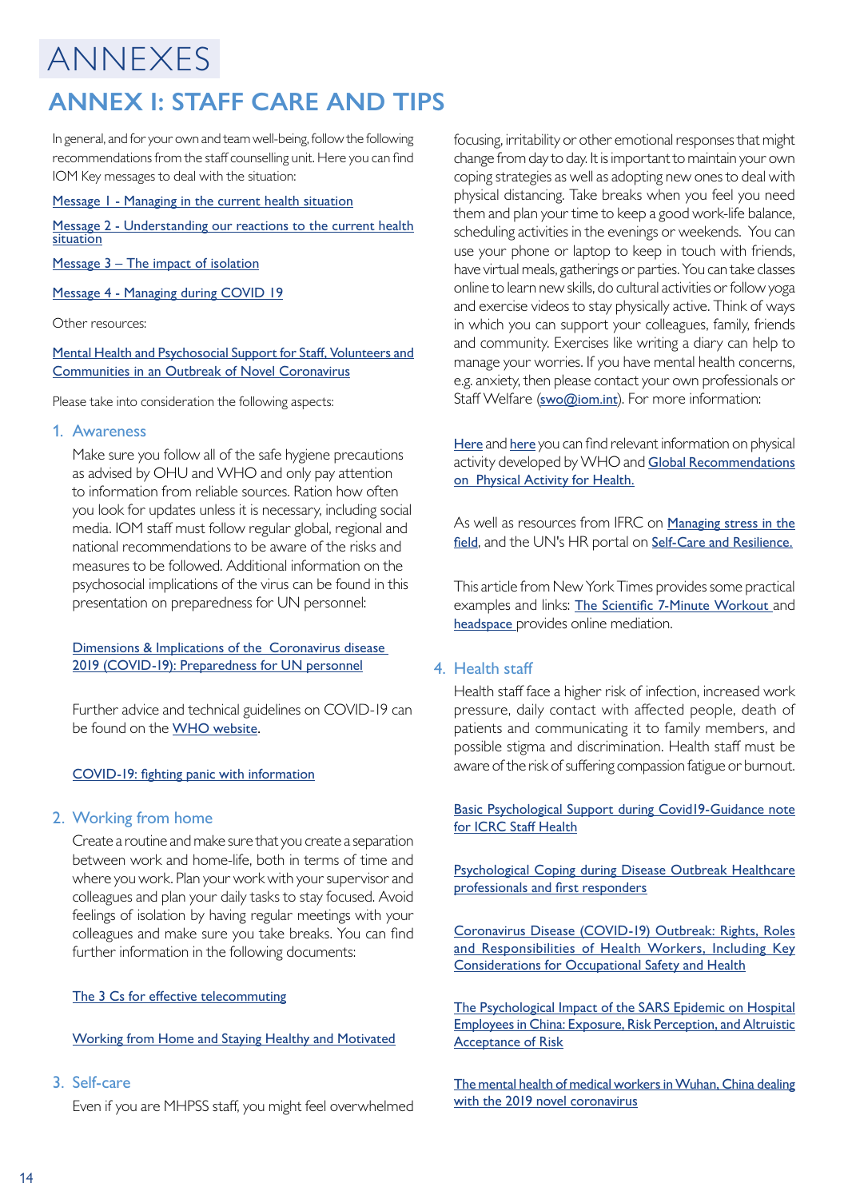# ANNEXES

## ANNEX I: STAFF CARE AND TIPS

In general, and for your own and team well-being, follow the following recommendations from the staff counselling unit. Here you can find IOM Key messages to deal with the situation:

Message 1 - Managing in the current health situation

Message 2 - Understanding our reactions to the current health situation

Message 3 – The impact of isolation

Message 4 - Managing during COVID 19

Other resources:

Mental Health and Psychosocial Support for Staff, Volunteers and Communities in an Outbreak of Novel Coronavirus

Please take into consideration the following aspects:

### 1. Awareness

Make sure you follow all of the safe hygiene precautions as advised by OHU and WHO and only pay attention to information from reliable sources. Ration how often you look for updates unless it is necessary, including social media. IOM staff must follow regular global, regional and national recommendations to be aware of the risks and measures to be followed. Additional information on the psychosocial implications of the virus can be found in this presentation on preparedness for UN personnel:

Dimensions & Implications of the Coronavirus disease 2019 (COVID-19): Preparedness for UN personnel

Further advice and technical guidelines on COVID-19 can be found on the WHO website.

COVID-19: fighting panic with information

### 2. Working from home

Create a routine and make sure that you create a separation between work and home-life, both in terms of time and where you work. Plan your work with your supervisor and colleagues and plan your daily tasks to stay focused. Avoid feelings of isolation by having regular meetings with your colleagues and make sure you take breaks. You can find further information in the following documents:

The 3 Cs for effective telecommuting

Working from Home and Staying Healthy and Motivated

### 3. Self-care

Even if you are MHPSS staff, you might feel overwhelmed focusing, irritability or other emotional responses that might change from day to day. It is important to maintain your own coping strategies as well as adopting new ones to deal with physical distancing. Take breaks when you feel you need them and plan your time to keep a good work-life balance, scheduling activities in the evenings or weekends. You can use your phone or laptop to keep in touch with friends, have virtual meals, gatherings or parties. You can take classes online to learn new skills, do cultural activities or follow yoga and exercise videos to stay physically active. Think of ways in which you can support your colleagues, family, friends and community. Exercises like writing a diary can help to manage your worries. If you have mental health concerns, e.g. anxiety, then please contact your own professionals or Staff Welfare (swo@iom.int). For more information:

Here and here you can find relevant information on physical activity developed by WHO and Global Recommendations on Physical Activity for Health.

As well as resources from IFRC on Managing stress in the field, and the UN's HR portal on Self-Care and Resilience.

This article from New York Times provides some practical examples and links: The Scientific 7-Minute Workout and headspace provides online mediation.

### 4. Health staff

Health staff face a higher risk of infection, increased work pressure, daily contact with affected people, death of patients and communicating it to family members, and possible stigma and discrimination. Health staff must be aware of the risk of suffering compassion fatigue or burnout.

Basic Psychological Support during Covid19-Guidance note for ICRC Staff Health

Psychological Coping during Disease Outbreak Healthcare professionals and first responders

Coronavirus Disease (COVID-19) Outbreak: Rights, Roles and Responsibilities of Health Workers, Including Key Considerations for Occupational Safety and Health

The Psychological Impact of the SARS Epidemic on Hospital Employees in China: Exposure, Risk Perception, and Altruistic Acceptance of Risk

The mental health of medical workers in Wuhan, China dealing with the 2019 novel coronavirus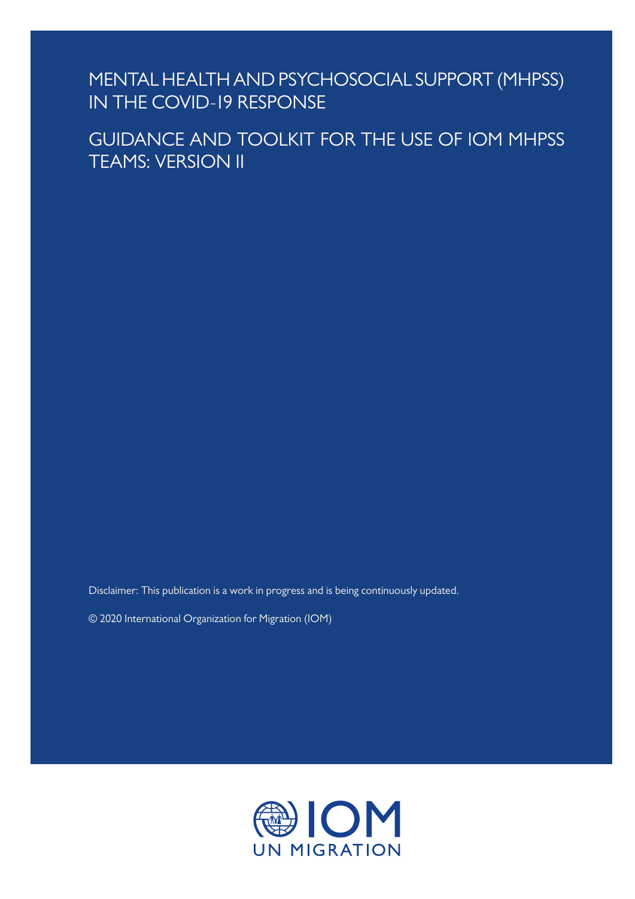# MENTAL HEALTH AND PSYCHOSOCIAL SUPPORT (MHPSS) IN THE COVID-19 RESPONSE

## GUIDANCE AND TOOLKIT FOR THE USE OF IOM MHPSS TEAMS: VERSION II

Disclaimer: This publication is a work in progress and is being continuously updated.

© 2020 International Organization for Migration (IOM)

IOM

UN MIGRATION